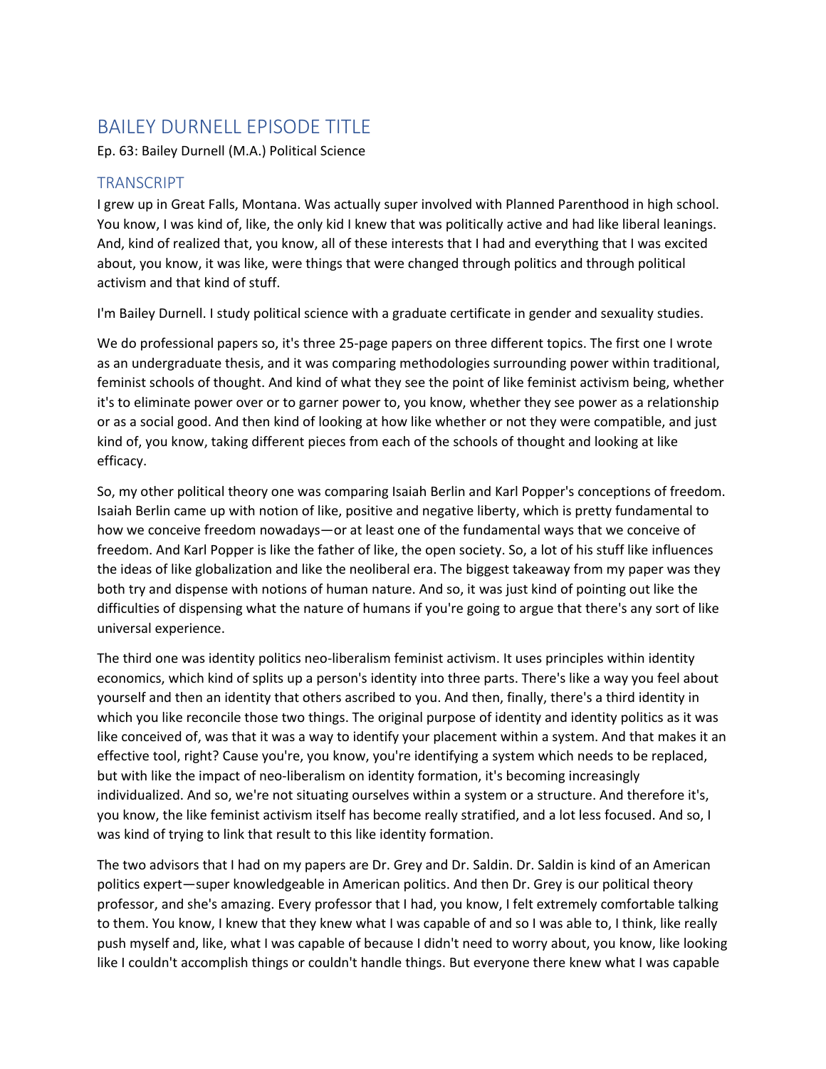# BAILEY DURNELL EPISODE TITLE

Ep. 63: Bailey Durnell (M.A.) Political Science

## TRANSCRIPT

I grew up in Great Falls, Montana. Was actually super involved with Planned Parenthood in high school. You know, I was kind of, like, the only kid I knew that was politically active and had like liberal leanings. And, kind of realized that, you know, all of these interests that I had and everything that I was excited about, you know, it was like, were things that were changed through politics and through political activism and that kind of stuff.

I'm Bailey Durnell. I study political science with a graduate certificate in gender and sexuality studies.

We do professional papers so, it's three 25-page papers on three different topics. The first one I wrote as an undergraduate thesis, and it was comparing methodologies surrounding power within traditional, feminist schools of thought. And kind of what they see the point of like feminist activism being, whether it's to eliminate power over or to garner power to, you know, whether they see power as a relationship or as a social good. And then kind of looking at how like whether or not they were compatible, and just kind of, you know, taking different pieces from each of the schools of thought and looking at like efficacy.

So, my other political theory one was comparing Isaiah Berlin and Karl Popper's conceptions of freedom. Isaiah Berlin came up with notion of like, positive and negative liberty, which is pretty fundamental to how we conceive freedom nowadays—or at least one of the fundamental ways that we conceive of freedom. And Karl Popper is like the father of like, the open society. So, a lot of his stuff like influences the ideas of like globalization and like the neoliberal era. The biggest takeaway from my paper was they both try and dispense with notions of human nature. And so, it was just kind of pointing out like the difficulties of dispensing what the nature of humans if you're going to argue that there's any sort of like universal experience.

The third one was identity politics neo-liberalism feminist activism. It uses principles within identity economics, which kind of splits up a person's identity into three parts. There's like a way you feel about yourself and then an identity that others ascribed to you. And then, finally, there's a third identity in which you like reconcile those two things. The original purpose of identity and identity politics as it was like conceived of, was that it was a way to identify your placement within a system. And that makes it an effective tool, right? Cause you're, you know, you're identifying a system which needs to be replaced, but with like the impact of neo-liberalism on identity formation, it's becoming increasingly individualized. And so, we're not situating ourselves within a system or a structure. And therefore it's, you know, the like feminist activism itself has become really stratified, and a lot less focused. And so, I was kind of trying to link that result to this like identity formation.

The two advisors that I had on my papers are Dr. Grey and Dr. Saldin. Dr. Saldin is kind of an American politics expert—super knowledgeable in American politics. And then Dr. Grey is our political theory professor, and she's amazing. Every professor that I had, you know, I felt extremely comfortable talking to them. You know, I knew that they knew what I was capable of and so I was able to, I think, like really push myself and, like, what I was capable of because I didn't need to worry about, you know, like looking like I couldn't accomplish things or couldn't handle things. But everyone there knew what I was capable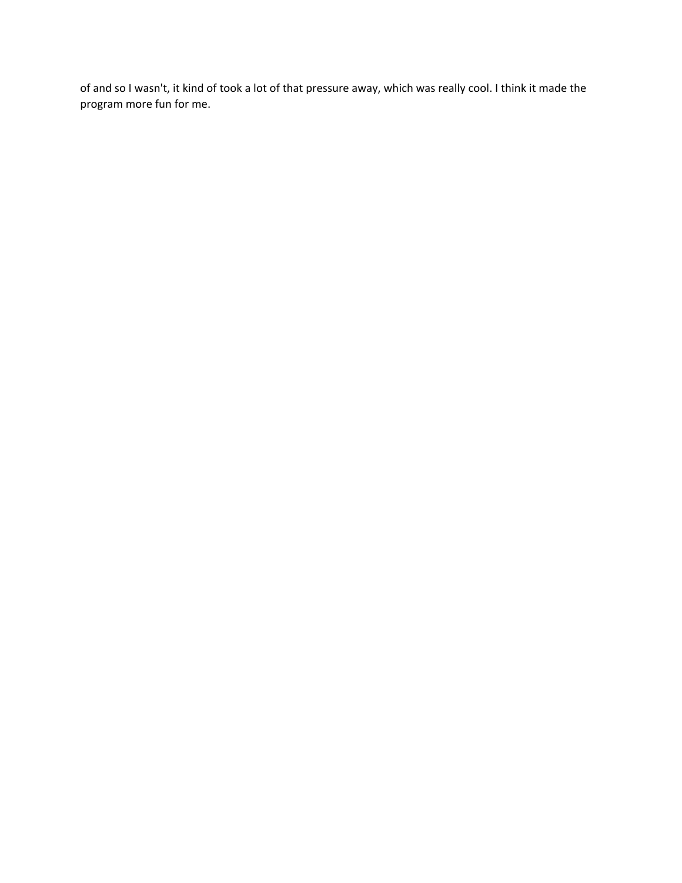of and so I wasn't, it kind of took a lot of that pressure away, which was really cool. I think it made the program more fun for me.